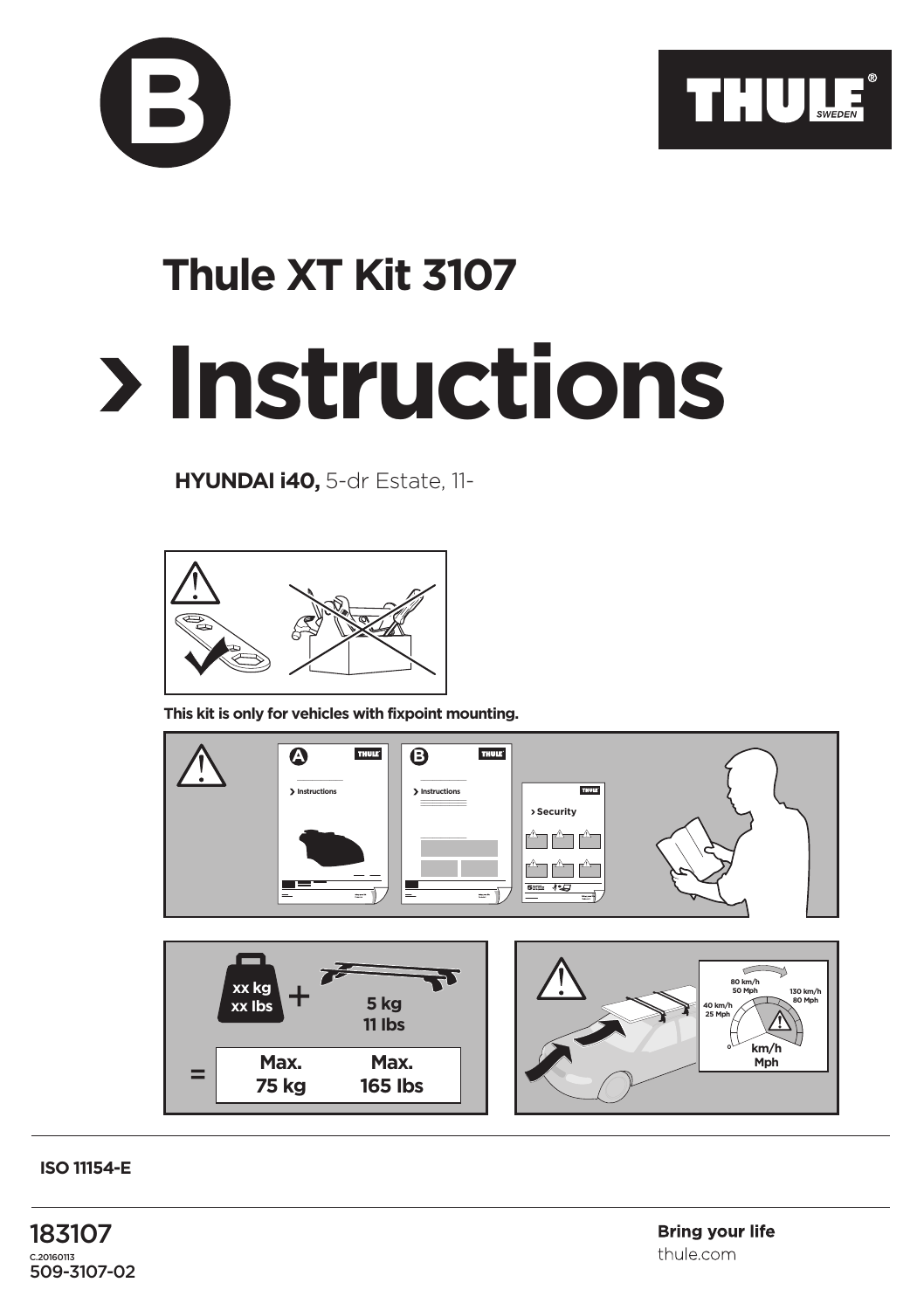B

THULE SWEDEN

# Thule XT Kit 3107

# › Instructions

**HYUNDAI i40,** 5-dr Estate, 11-

**This kit is only for vehicles with fixpoint mounting.**

A › Instructions

B › Instructions

› Security

xx kg
xx lbs

+

5 kg
11 lbs

= **Max. 75 kg** **Max. 165 lbs**

80 km/h
50 Mph

40 km/h
25 Mph

130 km/h
80 Mph

0

km/h
Mph

**ISO 11154-E**

183107

C.20160113

509-3107-02

**Bring your life**

thule.com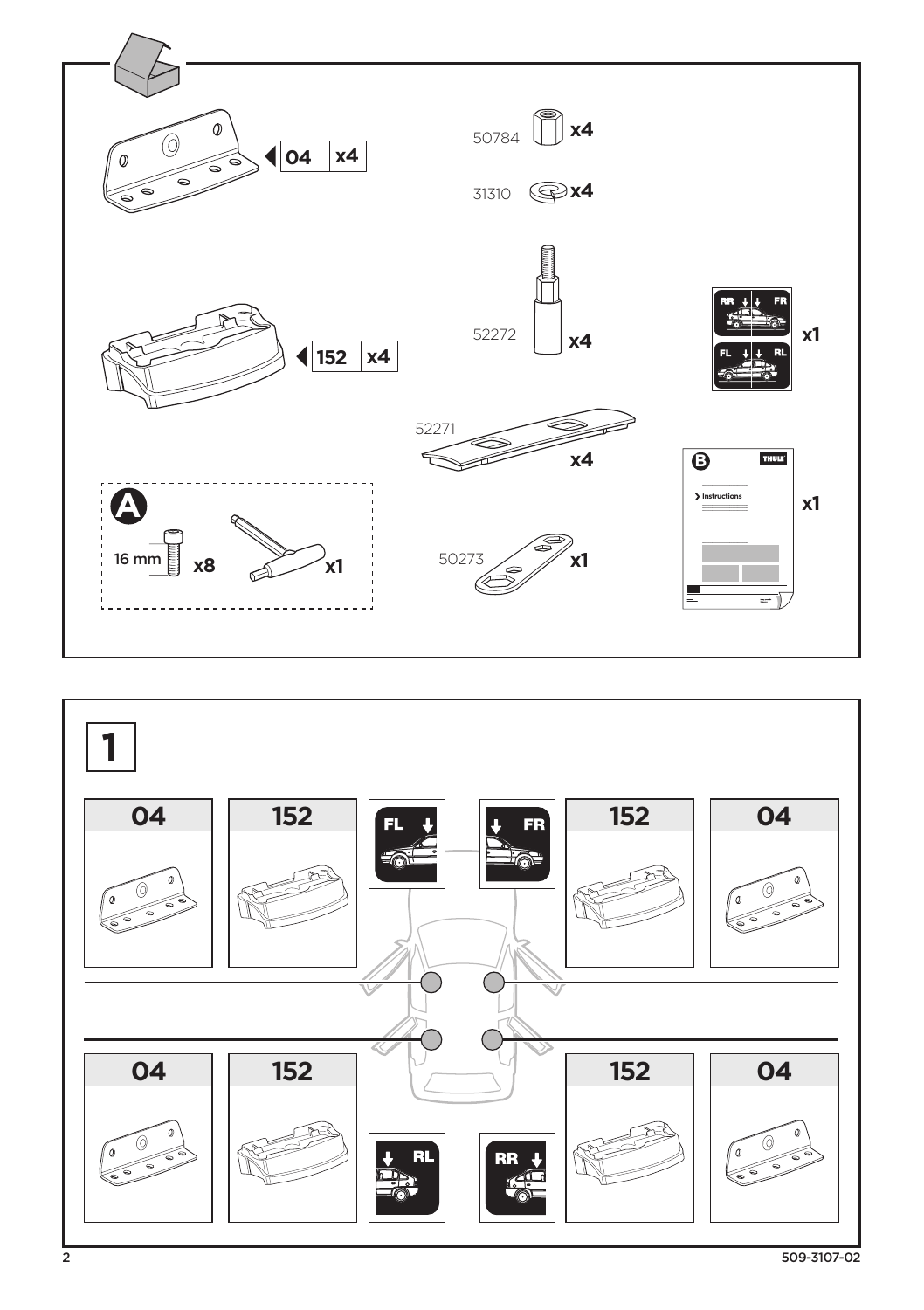| Part | Qty |
| --- | --- |
| 04 | x4 |
| 152 | x4 |
| 50784 | x4 |
| 31310 | x4 |
| 52272 | x4 |
| 52271 | x4 |
| 50273 | x1 |
| RR / FR / FL / RL | x1 |
| B – Instructions | x1 |

**A**

- 16 mm x8
- x1

## 1

| | | | |
| --- | --- | --- | --- |
| 04 | 152 | FL | |
| | | FR | 152 | 04 |
| 04 | 152 | RL | |
| | | RR | 152 | 04 |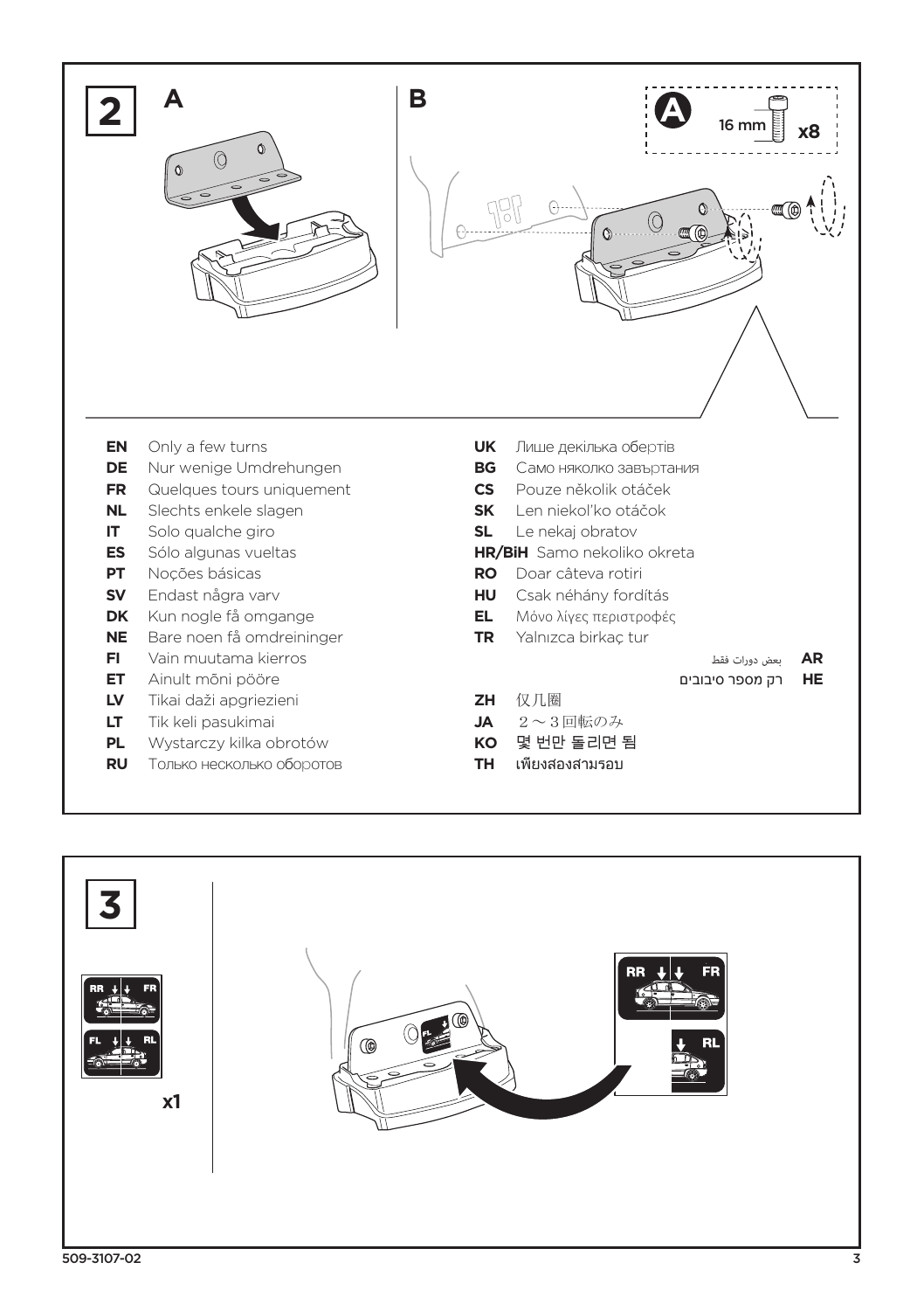## 2

**A**

**B**

A 16 mm x8

**EN** Only a few turns
**DE** Nur wenige Umdrehungen
**FR** Quelques tours uniquement
**NL** Slechts enkele slagen
**IT** Solo qualche giro
**ES** Sólo algunas vueltas
**PT** Noções básicas
**SV** Endast några varv
**DK** Kun nogle få omgange
**NE** Bare noen få omdreininger
**FI** Vain muutama kierros
**ET** Ainult mõni pööre
**LV** Tikai daži apgriezieni
**LT** Tik keli pasukimai
**PL** Wystarczy kilka obrotów
**RU** Только несколько оборотов
**UK** Лише декілька обертів
**BG** Само няколко завъртания
**CS** Pouze několik otáček
**SK** Len niekoľko otáčok
**SL** Le nekaj obratov
**HR/BiH** Samo nekoliko okreta
**RO** Doar câteva rotiri
**HU** Csak néhány fordítás
**EL** Μόνο λίγες περιστροφές
**TR** Yalnızca birkaç tur
**AR** بعض دورات فقط
**HE** רק מספר סיבובים
**ZH** 仅几圈
**JA** ２～３回転のみ
**KO** 몇 번만 돌리면 됨
**TH** เพียงสองสามรอบ

## 3

RR FR
FL RL

x1

RR FR
RL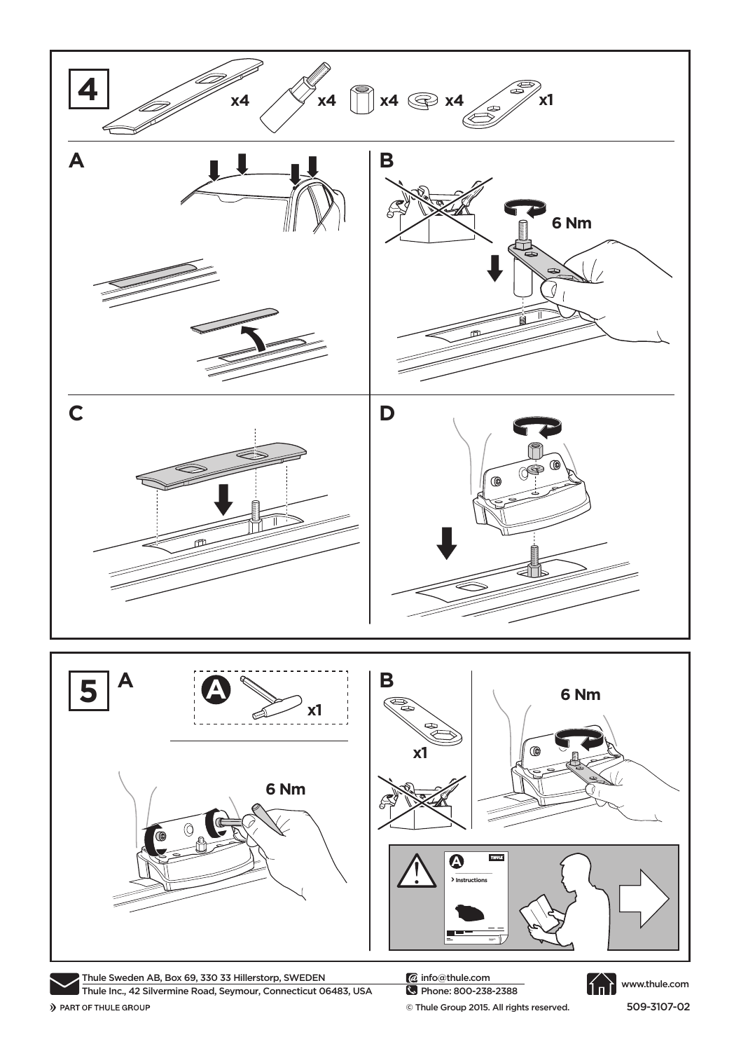**4**

x4 x4 x4 x4 x1

**A**

**B**

6 Nm

**C**

**D**

**5** **A**

A

x1

6 Nm

**B**

x1

6 Nm

A

Instructions

Thule Sweden AB, Box 69, 330 33 Hillerstorp, SWEDEN
Thule Inc., 42 Silvermine Road, Seymour, Connecticut 06483, USA

info@thule.com
Phone: 800-238-2388

www.thule.com

PART OF THULE GROUP

© Thule Group 2015. All rights reserved.

509-3107-02